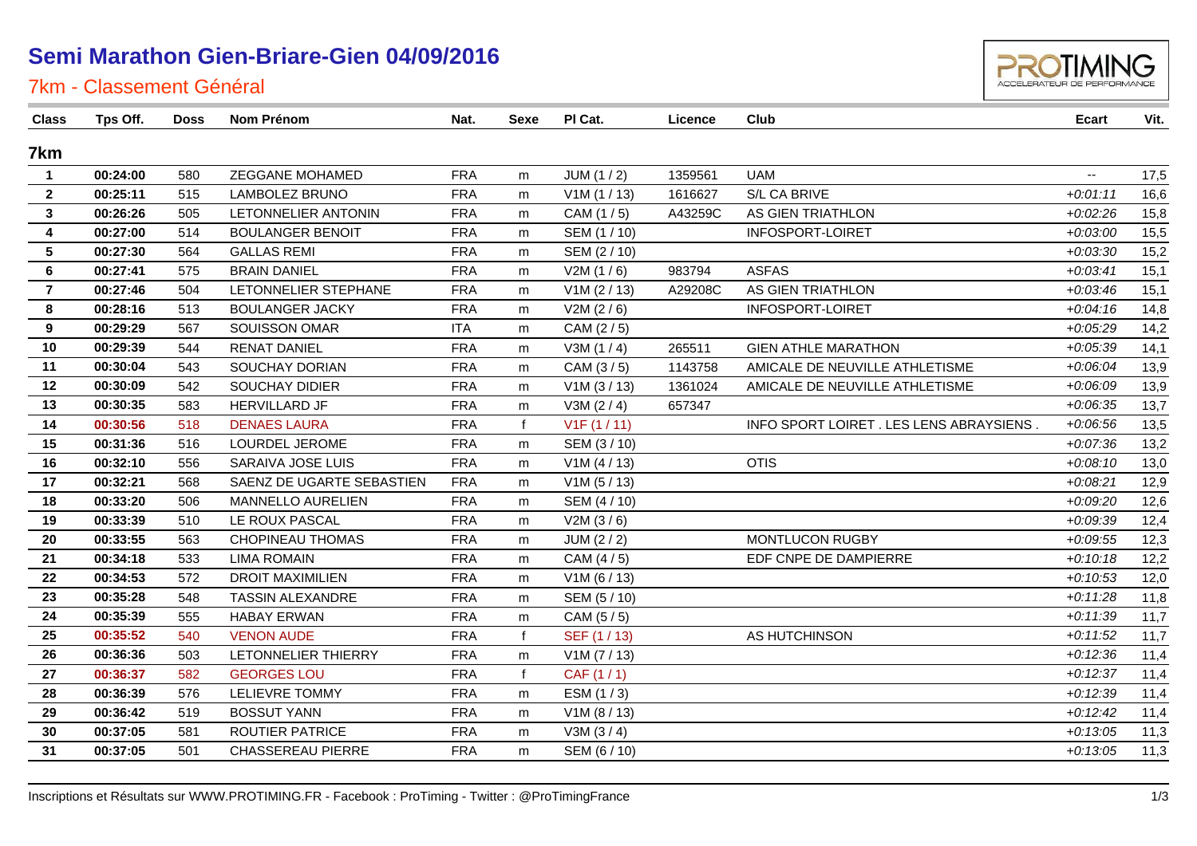# Semi Marathon Gien-Briare-Gien 04/09/2016

## 7km - Classement Général

| Class | Tps Off. | Doss | Nom Prénom | Nat. | Sexe | Pl Cat. | Licence | Club | Ecart | Vit. |
|---|---|---|---|---|---|---|---|---|---|---|
| **7km** | | | | | | | | | | |
| 1 | 00:24:00 | 580 | ZEGGANE MOHAMED | FRA | m | JUM (1 / 2) | 1359561 | UAM | -- | 17,5 |
| 2 | 00:25:11 | 515 | LAMBOLEZ BRUNO | FRA | m | V1M (1 / 13) | 1616627 | S/L CA BRIVE | +0:01:11 | 16,6 |
| 3 | 00:26:26 | 505 | LETONNELIER ANTONIN | FRA | m | CAM (1 / 5) | A43259C | AS GIEN TRIATHLON | +0:02:26 | 15,8 |
| 4 | 00:27:00 | 514 | BOULANGER BENOIT | FRA | m | SEM (1 / 10) | | INFOSPORT-LOIRET | +0:03:00 | 15,5 |
| 5 | 00:27:30 | 564 | GALLAS REMI | FRA | m | SEM (2 / 10) | | | +0:03:30 | 15,2 |
| 6 | 00:27:41 | 575 | BRAIN DANIEL | FRA | m | V2M (1 / 6) | 983794 | ASFAS | +0:03:41 | 15,1 |
| 7 | 00:27:46 | 504 | LETONNELIER STEPHANE | FRA | m | V1M (2 / 13) | A29208C | AS GIEN TRIATHLON | +0:03:46 | 15,1 |
| 8 | 00:28:16 | 513 | BOULANGER JACKY | FRA | m | V2M (2 / 6) | | INFOSPORT-LOIRET | +0:04:16 | 14,8 |
| 9 | 00:29:29 | 567 | SOUISSON OMAR | ITA | m | CAM (2 / 5) | | | +0:05:29 | 14,2 |
| 10 | 00:29:39 | 544 | RENAT DANIEL | FRA | m | V3M (1 / 4) | 265511 | GIEN ATHLE MARATHON | +0:05:39 | 14,1 |
| 11 | 00:30:04 | 543 | SOUCHAY DORIAN | FRA | m | CAM (3 / 5) | 1143758 | AMICALE DE NEUVILLE ATHLETISME | +0:06:04 | 13,9 |
| 12 | 00:30:09 | 542 | SOUCHAY DIDIER | FRA | m | V1M (3 / 13) | 1361024 | AMICALE DE NEUVILLE ATHLETISME | +0:06:09 | 13,9 |
| 13 | 00:30:35 | 583 | HERVILLARD JF | FRA | m | V3M (2 / 4) | 657347 | | +0:06:35 | 13,7 |
| 14 | 00:30:56 | 518 | DENAES LAURA | FRA | f | V1F (1 / 11) | | INFO SPORT LOIRET . LES LENS ABRAYSIENS . | +0:06:56 | 13,5 |
| 15 | 00:31:36 | 516 | LOURDEL JEROME | FRA | m | SEM (3 / 10) | | | +0:07:36 | 13,2 |
| 16 | 00:32:10 | 556 | SARAIVA JOSE LUIS | FRA | m | V1M (4 / 13) | | OTIS | +0:08:10 | 13,0 |
| 17 | 00:32:21 | 568 | SAENZ DE UGARTE SEBASTIEN | FRA | m | V1M (5 / 13) | | | +0:08:21 | 12,9 |
| 18 | 00:33:20 | 506 | MANNELLO AURELIEN | FRA | m | SEM (4 / 10) | | | +0:09:20 | 12,6 |
| 19 | 00:33:39 | 510 | LE ROUX PASCAL | FRA | m | V2M (3 / 6) | | | +0:09:39 | 12,4 |
| 20 | 00:33:55 | 563 | CHOPINEAU THOMAS | FRA | m | JUM (2 / 2) | | MONTLUCON RUGBY | +0:09:55 | 12,3 |
| 21 | 00:34:18 | 533 | LIMA ROMAIN | FRA | m | CAM (4 / 5) | | EDF CNPE DE DAMPIERRE | +0:10:18 | 12,2 |
| 22 | 00:34:53 | 572 | DROIT MAXIMILIEN | FRA | m | V1M (6 / 13) | | | +0:10:53 | 12,0 |
| 23 | 00:35:28 | 548 | TASSIN ALEXANDRE | FRA | m | SEM (5 / 10) | | | +0:11:28 | 11,8 |
| 24 | 00:35:39 | 555 | HABAY ERWAN | FRA | m | CAM (5 / 5) | | | +0:11:39 | 11,7 |
| 25 | 00:35:52 | 540 | VENON AUDE | FRA | f | SEF (1 / 13) | | AS HUTCHINSON | +0:11:52 | 11,7 |
| 26 | 00:36:36 | 503 | LETONNELIER THIERRY | FRA | m | V1M (7 / 13) | | | +0:12:36 | 11,4 |
| 27 | 00:36:37 | 582 | GEORGES LOU | FRA | f | CAF (1 / 1) | | | +0:12:37 | 11,4 |
| 28 | 00:36:39 | 576 | LELIEVRE TOMMY | FRA | m | ESM (1 / 3) | | | +0:12:39 | 11,4 |
| 29 | 00:36:42 | 519 | BOSSUT YANN | FRA | m | V1M (8 / 13) | | | +0:12:42 | 11,4 |
| 30 | 00:37:05 | 581 | ROUTIER PATRICE | FRA | m | V3M (3 / 4) | | | +0:13:05 | 11,3 |
| 31 | 00:37:05 | 501 | CHASSEREAU PIERRE | FRA | m | SEM (6 / 10) | | | +0:13:05 | 11,3 |

Inscriptions et Résultats sur WWW.PROTIMING.FR - Facebook : ProTiming - Twitter : @ProTimingFrance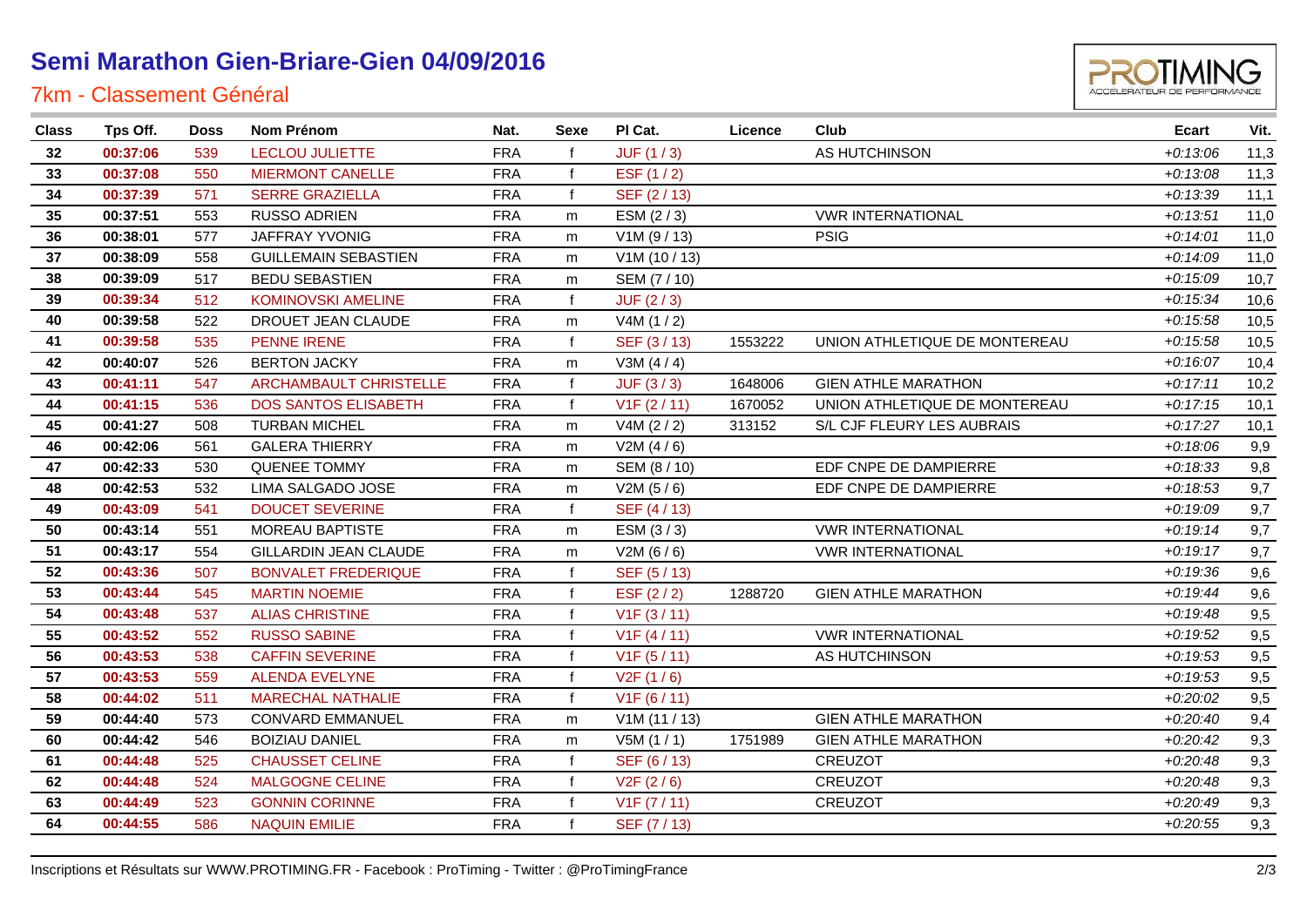# Semi Marathon Gien-Briare-Gien 04/09/2016

## 7km - Classement Général

| Class | Tps Off. | Doss | Nom Prénom | Nat. | Sexe | Pl Cat. | Licence | Club | Ecart | Vit. |
|---|---|---|---|---|---|---|---|---|---|---|
| 32 | 00:37:06 | 539 | LECLOU JULIETTE | FRA | f | JUF (1 / 3) | | AS HUTCHINSON | +0:13:06 | 11,3 |
| 33 | 00:37:08 | 550 | MIERMONT CANELLE | FRA | f | ESF (1 / 2) | | | +0:13:08 | 11,3 |
| 34 | 00:37:39 | 571 | SERRE GRAZIELLA | FRA | f | SEF (2 / 13) | | | +0:13:39 | 11,1 |
| 35 | 00:37:51 | 553 | RUSSO ADRIEN | FRA | m | ESM (2 / 3) | | VWR INTERNATIONAL | +0:13:51 | 11,0 |
| 36 | 00:38:01 | 577 | JAFFRAY YVONIG | FRA | m | V1M (9 / 13) | | PSIG | +0:14:01 | 11,0 |
| 37 | 00:38:09 | 558 | GUILLEMAIN SEBASTIEN | FRA | m | V1M (10 / 13) | | | +0:14:09 | 11,0 |
| 38 | 00:39:09 | 517 | BEDU SEBASTIEN | FRA | m | SEM (7 / 10) | | | +0:15:09 | 10,7 |
| 39 | 00:39:34 | 512 | KOMINOVSKI AMELINE | FRA | f | JUF (2 / 3) | | | +0:15:34 | 10,6 |
| 40 | 00:39:58 | 522 | DROUET JEAN CLAUDE | FRA | m | V4M (1 / 2) | | | +0:15:58 | 10,5 |
| 41 | 00:39:58 | 535 | PENNE IRENE | FRA | f | SEF (3 / 13) | 1553222 | UNION ATHLETIQUE DE MONTEREAU | +0:15:58 | 10,5 |
| 42 | 00:40:07 | 526 | BERTON JACKY | FRA | m | V3M (4 / 4) | | | +0:16:07 | 10,4 |
| 43 | 00:41:11 | 547 | ARCHAMBAULT CHRISTELLE | FRA | f | JUF (3 / 3) | 1648006 | GIEN ATHLE MARATHON | +0:17:11 | 10,2 |
| 44 | 00:41:15 | 536 | DOS SANTOS ELISABETH | FRA | f | V1F (2 / 11) | 1670052 | UNION ATHLETIQUE DE MONTEREAU | +0:17:15 | 10,1 |
| 45 | 00:41:27 | 508 | TURBAN MICHEL | FRA | m | V4M (2 / 2) | 313152 | S/L CJF FLEURY LES AUBRAIS | +0:17:27 | 10,1 |
| 46 | 00:42:06 | 561 | GALERA THIERRY | FRA | m | V2M (4 / 6) | | | +0:18:06 | 9,9 |
| 47 | 00:42:33 | 530 | QUENEE TOMMY | FRA | m | SEM (8 / 10) | | EDF CNPE DE DAMPIERRE | +0:18:33 | 9,8 |
| 48 | 00:42:53 | 532 | LIMA SALGADO JOSE | FRA | m | V2M (5 / 6) | | EDF CNPE DE DAMPIERRE | +0:18:53 | 9,7 |
| 49 | 00:43:09 | 541 | DOUCET SEVERINE | FRA | f | SEF (4 / 13) | | | +0:19:09 | 9,7 |
| 50 | 00:43:14 | 551 | MOREAU BAPTISTE | FRA | m | ESM (3 / 3) | | VWR INTERNATIONAL | +0:19:14 | 9,7 |
| 51 | 00:43:17 | 554 | GILLARDIN JEAN CLAUDE | FRA | m | V2M (6 / 6) | | VWR INTERNATIONAL | +0:19:17 | 9,7 |
| 52 | 00:43:36 | 507 | BONVALET FREDERIQUE | FRA | f | SEF (5 / 13) | | | +0:19:36 | 9,6 |
| 53 | 00:43:44 | 545 | MARTIN NOEMIE | FRA | f | ESF (2 / 2) | 1288720 | GIEN ATHLE MARATHON | +0:19:44 | 9,6 |
| 54 | 00:43:48 | 537 | ALIAS CHRISTINE | FRA | f | V1F (3 / 11) | | | +0:19:48 | 9,5 |
| 55 | 00:43:52 | 552 | RUSSO SABINE | FRA | f | V1F (4 / 11) | | VWR INTERNATIONAL | +0:19:52 | 9,5 |
| 56 | 00:43:53 | 538 | CAFFIN SEVERINE | FRA | f | V1F (5 / 11) | | AS HUTCHINSON | +0:19:53 | 9,5 |
| 57 | 00:43:53 | 559 | ALENDA EVELYNE | FRA | f | V2F (1 / 6) | | | +0:19:53 | 9,5 |
| 58 | 00:44:02 | 511 | MARECHAL NATHALIE | FRA | f | V1F (6 / 11) | | | +0:20:02 | 9,5 |
| 59 | 00:44:40 | 573 | CONVARD EMMANUEL | FRA | m | V1M (11 / 13) | | GIEN ATHLE MARATHON | +0:20:40 | 9,4 |
| 60 | 00:44:42 | 546 | BOIZIAU DANIEL | FRA | m | V5M (1 / 1) | 1751989 | GIEN ATHLE MARATHON | +0:20:42 | 9,3 |
| 61 | 00:44:48 | 525 | CHAUSSET CELINE | FRA | f | SEF (6 / 13) | | CREUZOT | +0:20:48 | 9,3 |
| 62 | 00:44:48 | 524 | MALGOGNE CELINE | FRA | f | V2F (2 / 6) | | CREUZOT | +0:20:48 | 9,3 |
| 63 | 00:44:49 | 523 | GONNIN CORINNE | FRA | f | V1F (7 / 11) | | CREUZOT | +0:20:49 | 9,3 |
| 64 | 00:44:55 | 586 | NAQUIN EMILIE | FRA | f | SEF (7 / 13) | | | +0:20:55 | 9,3 |

Inscriptions et Résultats sur WWW.PROTIMING.FR - Facebook : ProTiming - Twitter : @ProTimingFrance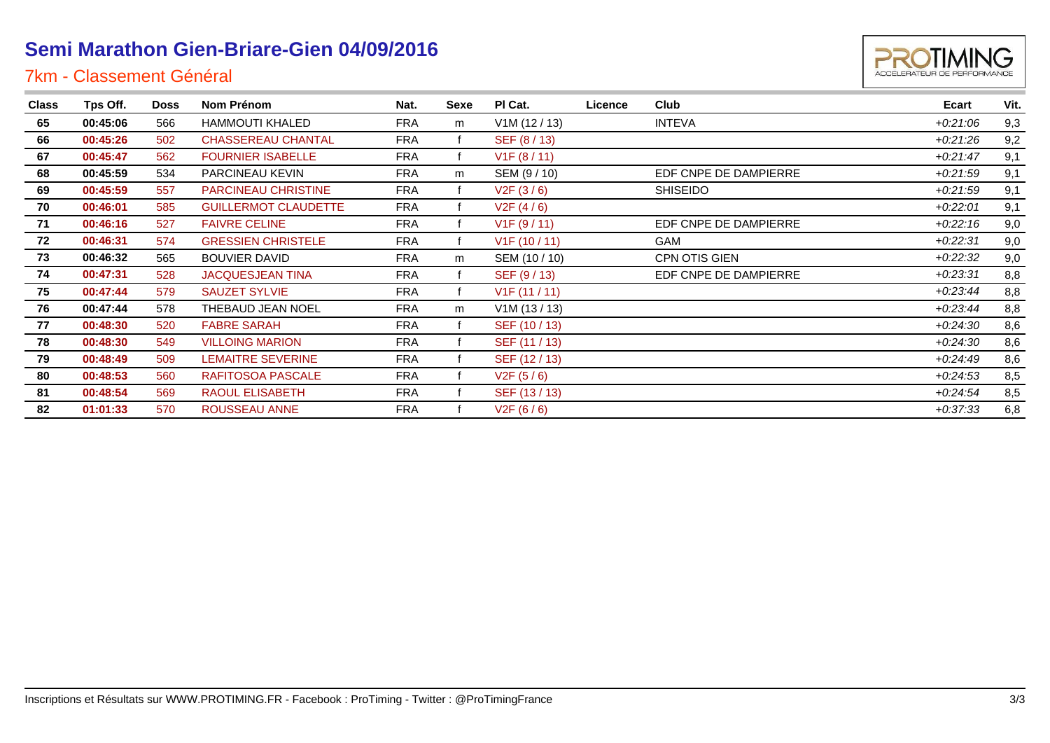# Semi Marathon Gien-Briare-Gien 04/09/2016

## 7km - Classement Général

| Class | Tps Off. | Doss | Nom Prénom | Nat. | Sexe | Pl Cat. | Licence | Club | Ecart | Vit. |
|---|---|---|---|---|---|---|---|---|---|---|
| 65 | 00:45:06 | 566 | HAMMOUTI KHALED | FRA | m | V1M (12 / 13) | | INTEVA | +0:21:06 | 9,3 |
| 66 | 00:45:26 | 502 | CHASSEREAU CHANTAL | FRA | f | SEF (8 / 13) | | | +0:21:26 | 9,2 |
| 67 | 00:45:47 | 562 | FOURNIER ISABELLE | FRA | f | V1F (8 / 11) | | | +0:21:47 | 9,1 |
| 68 | 00:45:59 | 534 | PARCINEAU KEVIN | FRA | m | SEM (9 / 10) | | EDF CNPE DE DAMPIERRE | +0:21:59 | 9,1 |
| 69 | 00:45:59 | 557 | PARCINEAU CHRISTINE | FRA | f | V2F (3 / 6) | | SHISEIDO | +0:21:59 | 9,1 |
| 70 | 00:46:01 | 585 | GUILLERMOT CLAUDETTE | FRA | f | V2F (4 / 6) | | | +0:22:01 | 9,1 |
| 71 | 00:46:16 | 527 | FAIVRE CELINE | FRA | f | V1F (9 / 11) | | EDF CNPE DE DAMPIERRE | +0:22:16 | 9,0 |
| 72 | 00:46:31 | 574 | GRESSIEN CHRISTELE | FRA | f | V1F (10 / 11) | | GAM | +0:22:31 | 9,0 |
| 73 | 00:46:32 | 565 | BOUVIER DAVID | FRA | m | SEM (10 / 10) | | CPN OTIS GIEN | +0:22:32 | 9,0 |
| 74 | 00:47:31 | 528 | JACQUESJEAN TINA | FRA | f | SEF (9 / 13) | | EDF CNPE DE DAMPIERRE | +0:23:31 | 8,8 |
| 75 | 00:47:44 | 579 | SAUZET SYLVIE | FRA | f | V1F (11 / 11) | | | +0:23:44 | 8,8 |
| 76 | 00:47:44 | 578 | THEBAUD JEAN NOEL | FRA | m | V1M (13 / 13) | | | +0:23:44 | 8,8 |
| 77 | 00:48:30 | 520 | FABRE SARAH | FRA | f | SEF (10 / 13) | | | +0:24:30 | 8,6 |
| 78 | 00:48:30 | 549 | VILLOING MARION | FRA | f | SEF (11 / 13) | | | +0:24:30 | 8,6 |
| 79 | 00:48:49 | 509 | LEMAITRE SEVERINE | FRA | f | SEF (12 / 13) | | | +0:24:49 | 8,6 |
| 80 | 00:48:53 | 560 | RAFITOSOA PASCALE | FRA | f | V2F (5 / 6) | | | +0:24:53 | 8,5 |
| 81 | 00:48:54 | 569 | RAOUL ELISABETH | FRA | f | SEF (13 / 13) | | | +0:24:54 | 8,5 |
| 82 | 01:01:33 | 570 | ROUSSEAU ANNE | FRA | f | V2F (6 / 6) | | | +0:37:33 | 6,8 |

Inscriptions et Résultats sur WWW.PROTIMING.FR - Facebook : ProTiming - Twitter : @ProTimingFrance